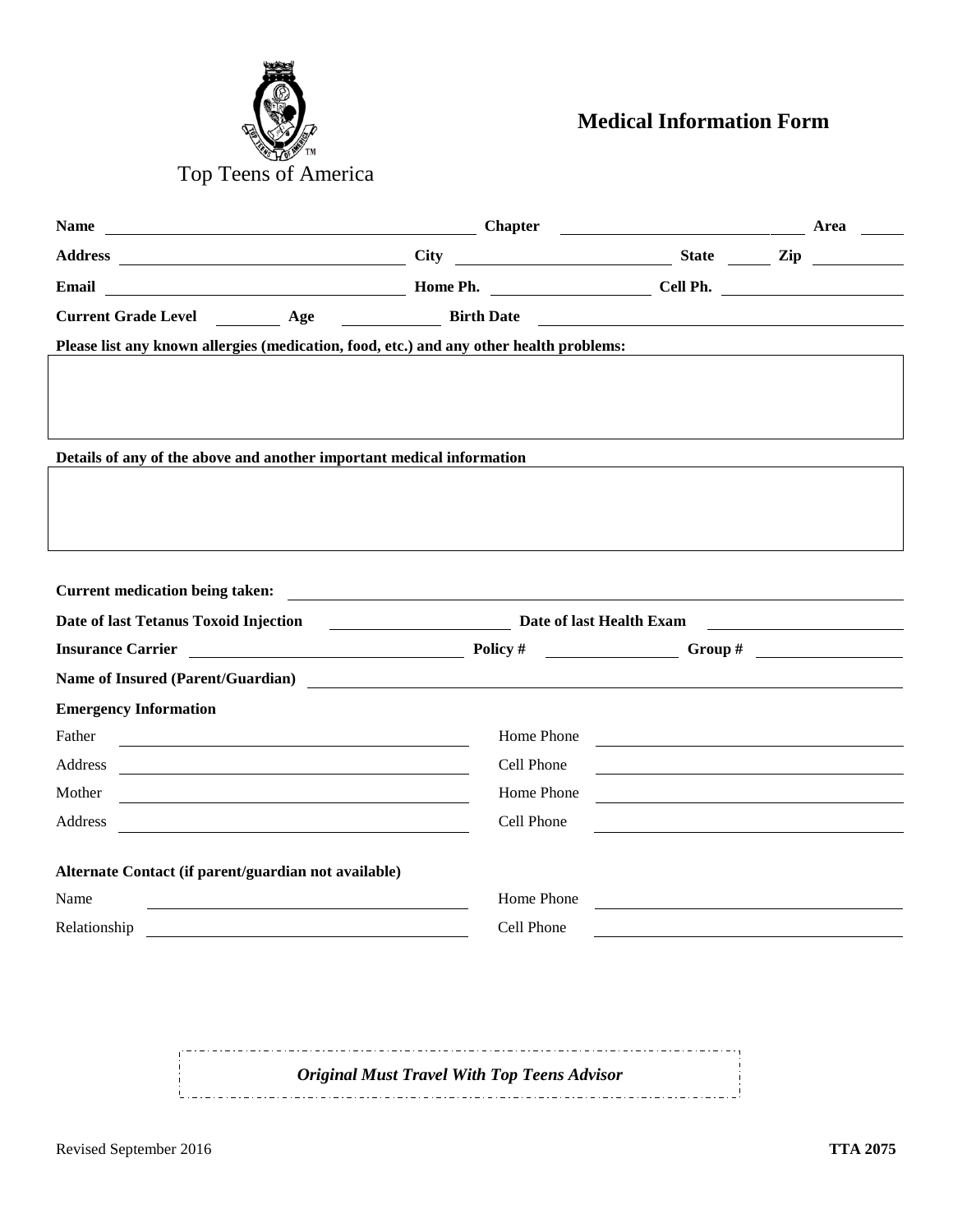Top Teens of America

# Medical Information Form

**Name** \_\_\_\_\_\_\_\_\_\_\_\_\_\_\_\_\_\_\_\_ **Chapter** \_\_\_\_\_\_\_\_\_\_\_\_\_\_\_\_\_\_\_\_ **Area** \_\_\_\_\_

**Address** \_\_\_\_\_\_\_\_\_\_\_\_\_\_\_\_\_\_\_\_ **City** \_\_\_\_\_\_\_\_\_\_\_\_\_\_\_\_\_\_\_\_ **State** \_\_\_\_\_ **Zip** \_\_\_\_\_\_\_\_

**Email** \_\_\_\_\_\_\_\_\_\_\_\_\_\_\_\_\_\_\_\_ **Home Ph.** \_\_\_\_\_\_\_\_\_\_\_\_\_\_\_ **Cell Ph.** \_\_\_\_\_\_\_\_\_\_\_\_\_\_\_

**Current Grade Level** \_\_\_\_\_\_ **Age** \_\_\_\_\_\_ **Birth Date** \_\_\_\_\_\_\_\_\_\_\_\_\_\_\_\_\_\_\_\_

**Please list any known allergies (medication, food, etc.) and any other health problems:**

| |
|---|
| |

**Details of any of the above and another important medical information**

| |
|---|
| |

**Current medication being taken:** \_\_\_\_\_\_\_\_\_\_\_\_\_\_\_\_\_\_\_\_\_\_\_\_\_\_\_\_\_\_\_\_\_\_\_\_\_\_\_\_

**Date of last Tetanus Toxoid Injection** \_\_\_\_\_\_\_\_\_\_\_\_\_\_\_ **Date of last Health Exam** \_\_\_\_\_\_\_\_\_\_\_\_\_\_\_

**Insurance Carrier** \_\_\_\_\_\_\_\_\_\_\_\_\_\_\_\_\_\_\_\_ **Policy #** \_\_\_\_\_\_\_\_\_\_\_\_ **Group #** \_\_\_\_\_\_\_\_\_\_\_\_

**Name of Insured (Parent/Guardian)** \_\_\_\_\_\_\_\_\_\_\_\_\_\_\_\_\_\_\_\_\_\_\_\_\_\_\_\_\_\_\_\_\_\_\_\_\_\_\_\_

**Emergency Information**

Father \_\_\_\_\_\_\_\_\_\_\_\_\_\_\_\_\_\_\_\_ Home Phone \_\_\_\_\_\_\_\_\_\_\_\_\_\_\_\_\_\_\_\_

Address \_\_\_\_\_\_\_\_\_\_\_\_\_\_\_\_\_\_\_\_ Cell Phone \_\_\_\_\_\_\_\_\_\_\_\_\_\_\_\_\_\_\_\_

Mother \_\_\_\_\_\_\_\_\_\_\_\_\_\_\_\_\_\_\_\_ Home Phone \_\_\_\_\_\_\_\_\_\_\_\_\_\_\_\_\_\_\_\_

Address \_\_\_\_\_\_\_\_\_\_\_\_\_\_\_\_\_\_\_\_ Cell Phone \_\_\_\_\_\_\_\_\_\_\_\_\_\_\_\_\_\_\_\_

**Alternate Contact (if parent/guardian not available)**

Name \_\_\_\_\_\_\_\_\_\_\_\_\_\_\_\_\_\_\_\_ Home Phone \_\_\_\_\_\_\_\_\_\_\_\_\_\_\_\_\_\_\_\_

Relationship \_\_\_\_\_\_\_\_\_\_\_\_\_\_\_\_\_\_\_\_ Cell Phone \_\_\_\_\_\_\_\_\_\_\_\_\_\_\_\_\_\_\_\_

***Original Must Travel With Top Teens Advisor***

Revised September 2016 **TTA 2075**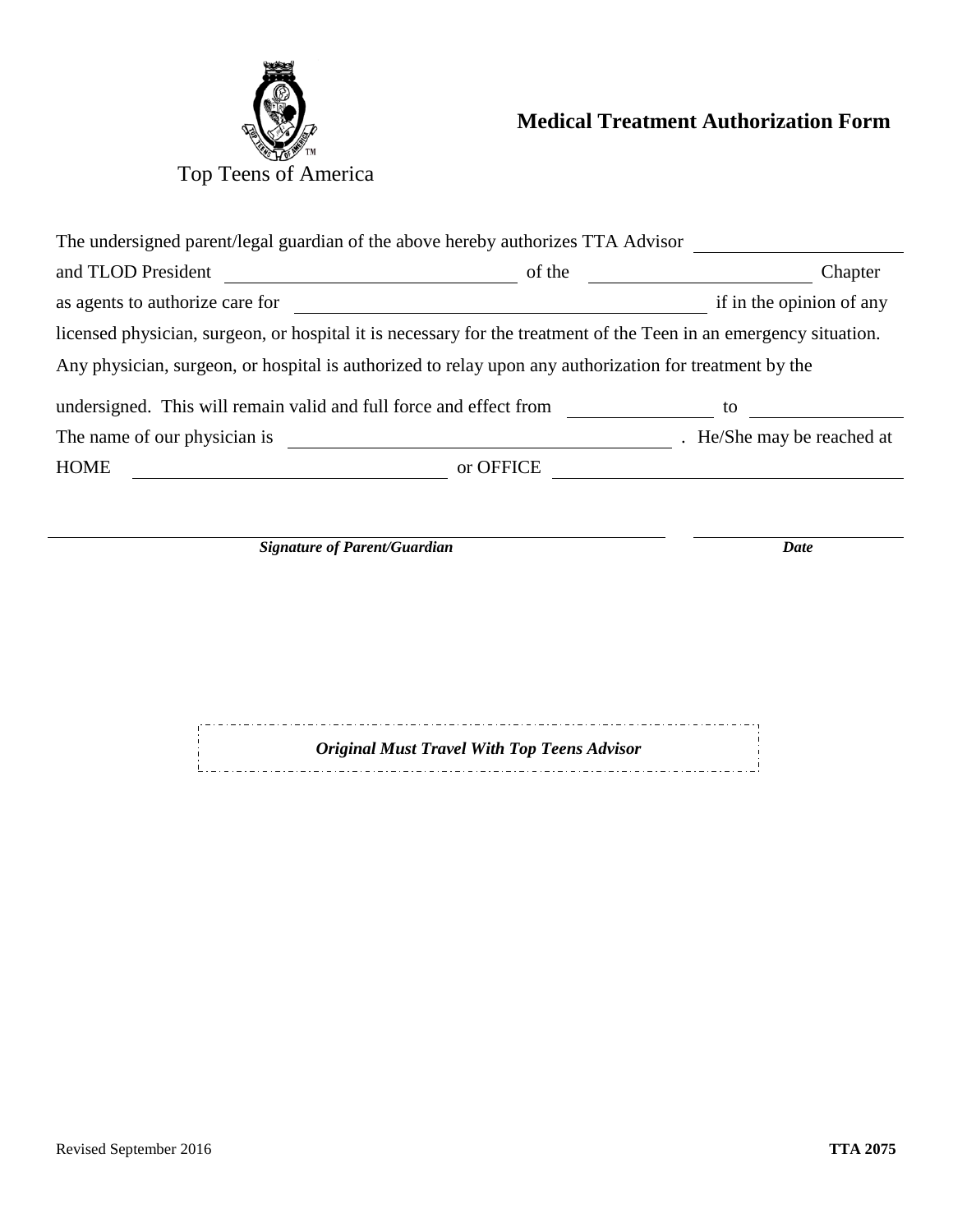Top Teens of America

# Medical Treatment Authorization Form

The undersigned parent/legal guardian of the above hereby authorizes TTA Advisor ____________________ and TLOD President ______________________________ of the ______________________ Chapter as agents to authorize care for ________________________________________ if in the opinion of any licensed physician, surgeon, or hospital it is necessary for the treatment of the Teen in an emergency situation. Any physician, surgeon, or hospital is authorized to relay upon any authorization for treatment by the undersigned. This will remain valid and full force and effect from ______________ to ______________

The name of our physician is ____________________________________ . He/She may be reached at HOME ______________________________ or OFFICE ____________________________________

______________________________________________ ______________

***Signature of Parent/Guardian*** ***Date***

***Original Must Travel With Top Teens Advisor***

Revised September 2016

**TTA 2075**